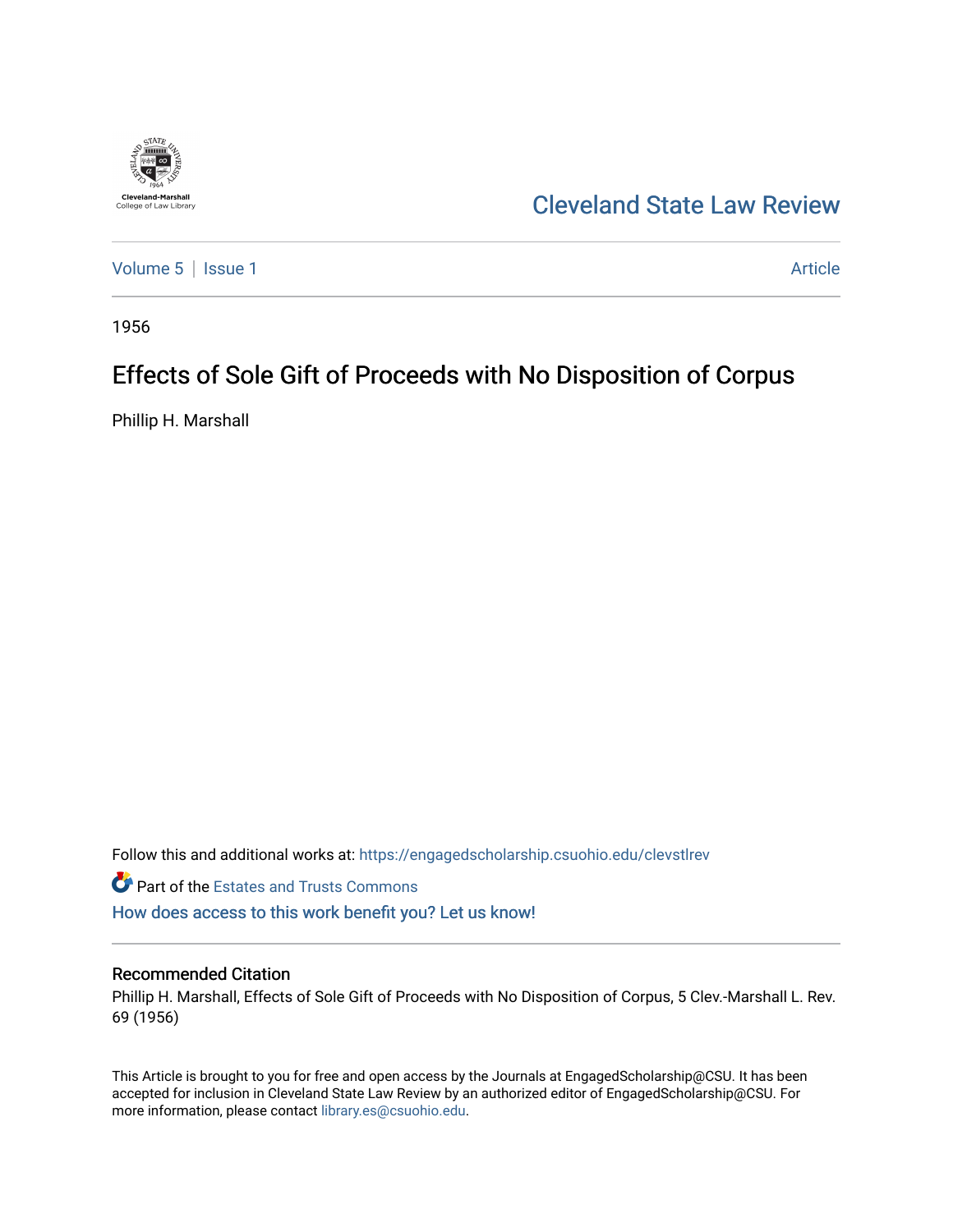Cleveland-Marshall College of Law Library

# Cleveland State Law Review

Volume 5 | Issue 1 | Article

1956

## Effects of Sole Gift of Proceeds with No Disposition of Corpus

Phillip H. Marshall

Follow this and additional works at: https://engagedscholarship.csuohio.edu/clevstlrev

Part of the Estates and Trusts Commons

How does access to this work benefit you? Let us know!

### Recommended Citation

Phillip H. Marshall, Effects of Sole Gift of Proceeds with No Disposition of Corpus, 5 Clev.-Marshall L. Rev. 69 (1956)

This Article is brought to you for free and open access by the Journals at EngagedScholarship@CSU. It has been accepted for inclusion in Cleveland State Law Review by an authorized editor of EngagedScholarship@CSU. For more information, please contact library.es@csuohio.edu.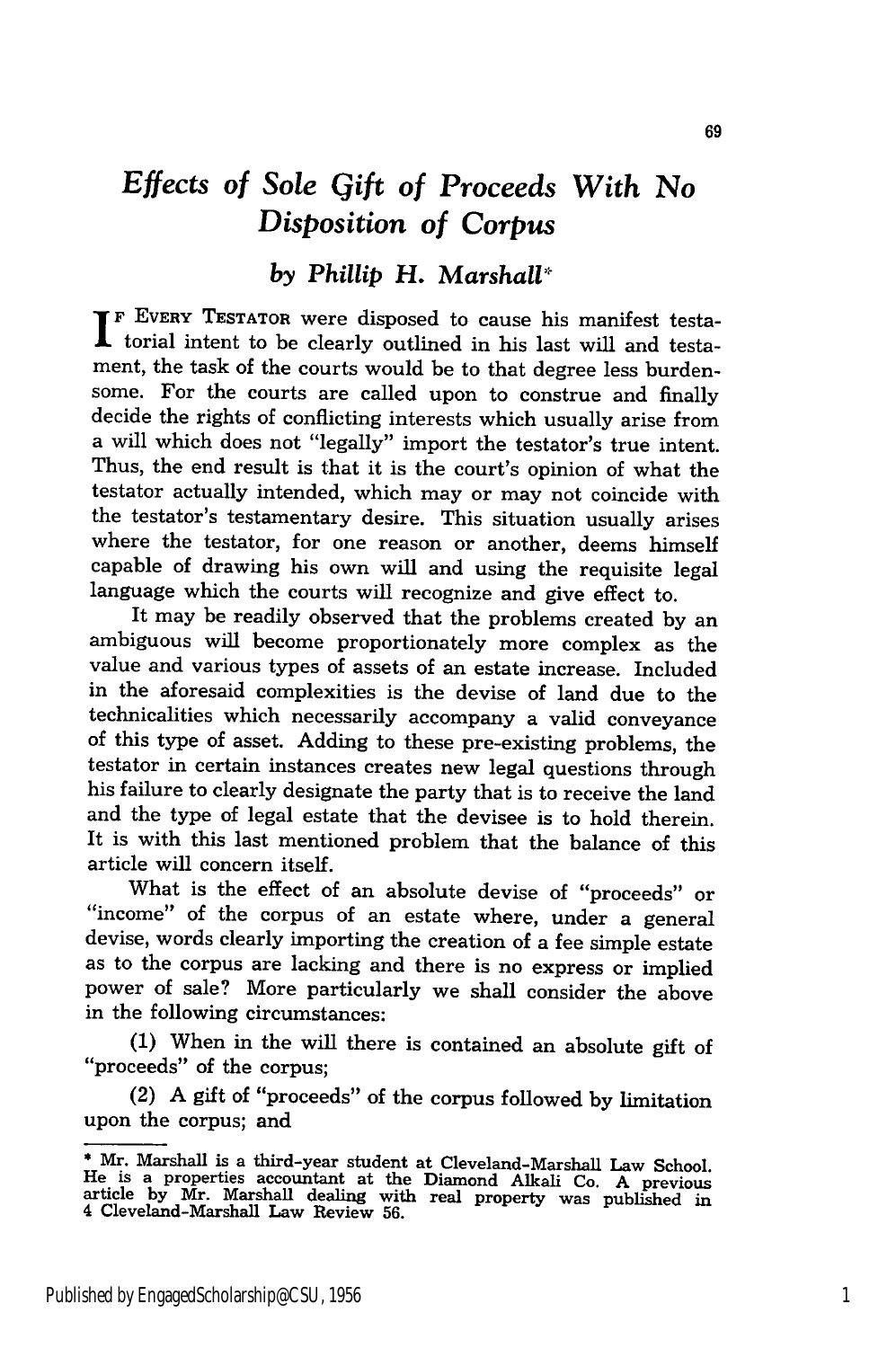# *Effects of Sole Gift of Proceeds With No Disposition of Corpus*

### *by Phillip H. Marshall*\*

IF EVERY TESTATOR were disposed to cause his manifest testatorial intent to be clearly outlined in his last will and testament, the task of the courts would be to that degree less burdensome. For the courts are called upon to construe and finally decide the rights of conflicting interests which usually arise from a will which does not "legally" import the testator's true intent. Thus, the end result is that it is the court's opinion of what the testator actually intended, which may or may not coincide with the testator's testamentary desire. This situation usually arises where the testator, for one reason or another, deems himself capable of drawing his own will and using the requisite legal language which the courts will recognize and give effect to.

It may be readily observed that the problems created by an ambiguous will become proportionately more complex as the value and various types of assets of an estate increase. Included in the aforesaid complexities is the devise of land due to the technicalities which necessarily accompany a valid conveyance of this type of asset. Adding to these pre-existing problems, the testator in certain instances creates new legal questions through his failure to clearly designate the party that is to receive the land and the type of legal estate that the devisee is to hold therein. It is with this last mentioned problem that the balance of this article will concern itself.

What is the effect of an absolute devise of "proceeds" or "income" of the corpus of an estate where, under a general devise, words clearly importing the creation of a fee simple estate as to the corpus are lacking and there is no express or implied power of sale? More particularly we shall consider the above in the following circumstances:

(1) When in the will there is contained an absolute gift of "proceeds" of the corpus;

(2) A gift of "proceeds" of the corpus followed by limitation upon the corpus; and

---

\* Mr. Marshall is a third-year student at Cleveland-Marshall Law School. He is a properties accountant at the Diamond Alkali Co. A previous article by Mr. Marshall dealing with real property was published in 4 Cleveland-Marshall Law Review 56.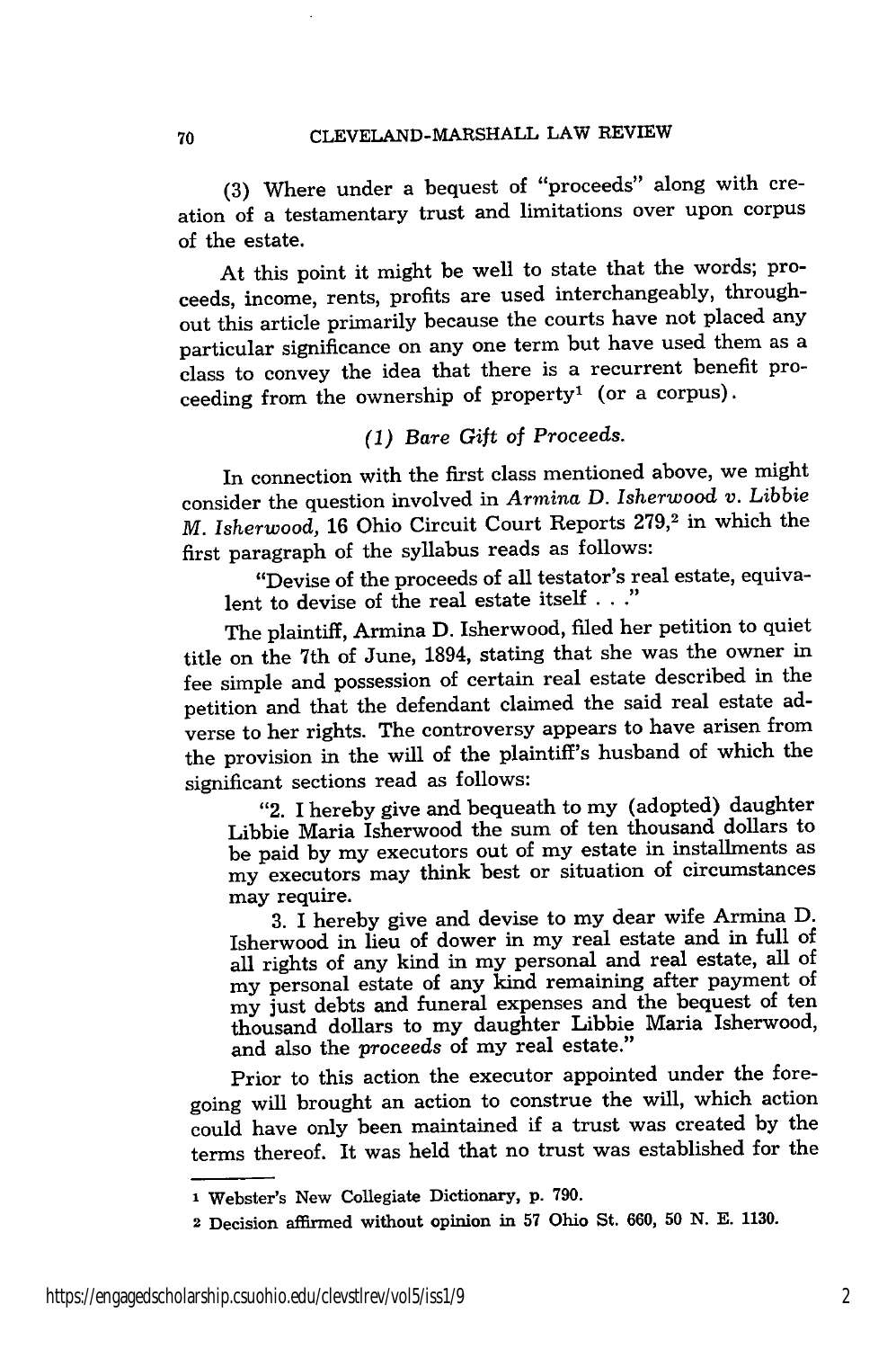(3) Where under a bequest of "proceeds" along with creation of a testamentary trust and limitations over upon corpus of the estate.

At this point it might be well to state that the words; proceeds, income, rents, profits are used interchangeably, throughout this article primarily because the courts have not placed any particular significance on any one term but have used them as a class to convey the idea that there is a recurrent benefit proceeding from the ownership of property[1] (or a corpus).

### *(1) Bare Gift of Proceeds.*

In connection with the first class mentioned above, we might consider the question involved in *Armina D. Isherwood v. Libbie M. Isherwood,* 16 Ohio Circuit Court Reports 279,[2] in which the first paragraph of the syllabus reads as follows:

> "Devise of the proceeds of all testator's real estate, equivalent to devise of the real estate itself . . ."

The plaintiff, Armina D. Isherwood, filed her petition to quiet title on the 7th of June, 1894, stating that she was the owner in fee simple and possession of certain real estate described in the petition and that the defendant claimed the said real estate adverse to her rights. The controversy appears to have arisen from the provision in the will of the plaintiff's husband of which the significant sections read as follows:

> "2. I hereby give and bequeath to my (adopted) daughter Libbie Maria Isherwood the sum of ten thousand dollars to be paid by my executors out of my estate in installments as my executors may think best or situation of circumstances may require.
>
> 3. I hereby give and devise to my dear wife Armina D. Isherwood in lieu of dower in my real estate and in full of all rights of any kind in my personal and real estate, all of my personal estate of any kind remaining after payment of my just debts and funeral expenses and the bequest of ten thousand dollars to my daughter Libbie Maria Isherwood, and also the *proceeds* of my real estate."

Prior to this action the executor appointed under the foregoing will brought an action to construe the will, which action could have only been maintained if a trust was created by the terms thereof. It was held that no trust was established for the

---

1 Webster's New Collegiate Dictionary, p. 790.

2 Decision affirmed without opinion in 57 Ohio St. 660, 50 N. E. 1130.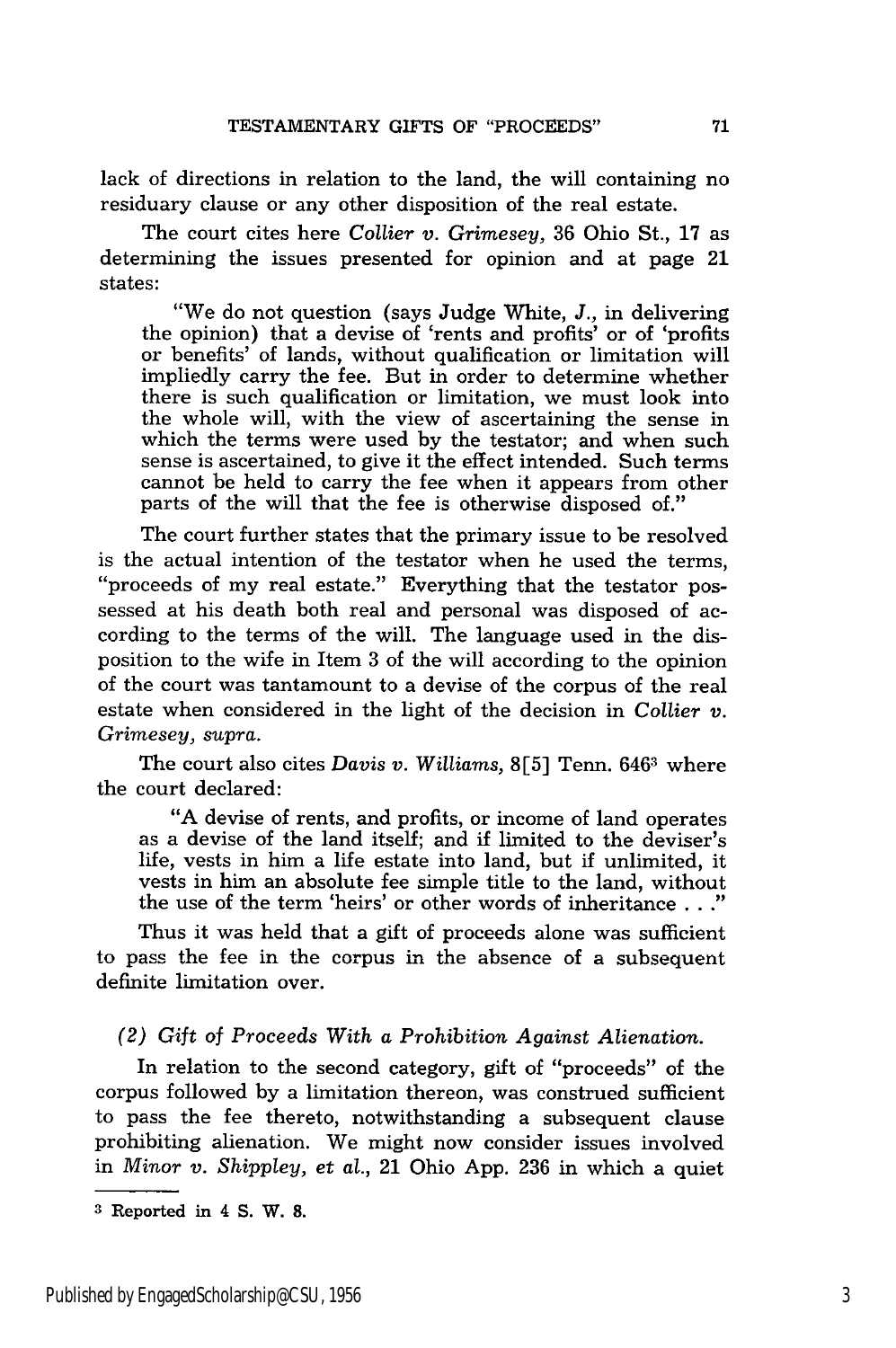lack of directions in relation to the land, the will containing no residuary clause or any other disposition of the real estate.

The court cites here *Collier v. Grimesey*, 36 Ohio St., 17 as determining the issues presented for opinion and at page 21 states:

> "We do not question (says Judge White, J., in delivering the opinion) that a devise of 'rents and profits' or of 'profits or benefits' of lands, without qualification or limitation will impliedly carry the fee. But in order to determine whether there is such qualification or limitation, we must look into the whole will, with the view of ascertaining the sense in which the terms were used by the testator; and when such sense is ascertained, to give it the effect intended. Such terms cannot be held to carry the fee when it appears from other parts of the will that the fee is otherwise disposed of."

The court further states that the primary issue to be resolved is the actual intention of the testator when he used the terms, "proceeds of my real estate." Everything that the testator possessed at his death both real and personal was disposed of according to the terms of the will. The language used in the disposition to the wife in Item 3 of the will according to the opinion of the court was tantamount to a devise of the corpus of the real estate when considered in the light of the decision in *Collier v. Grimesey, supra.*

The court also cites *Davis v. Williams*, 8[5] Tenn. 646[3] where the court declared:

> "A devise of rents, and profits, or income of land operates as a devise of the land itself; and if limited to the deviser's life, vests in him a life estate into land, but if unlimited, it vests in him an absolute fee simple title to the land, without the use of the term 'heirs' or other words of inheritance . . ."

Thus it was held that a gift of proceeds alone was sufficient to pass the fee in the corpus in the absence of a subsequent definite limitation over.

*(2) Gift of Proceeds With a Prohibition Against Alienation.*

In relation to the second category, gift of "proceeds" of the corpus followed by a limitation thereon, was construed sufficient to pass the fee thereto, notwithstanding a subsequent clause prohibiting alienation. We might now consider issues involved in *Minor v. Shippley, et al.*, 21 Ohio App. 236 in which a quiet

---

[3] Reported in 4 S. W. 8.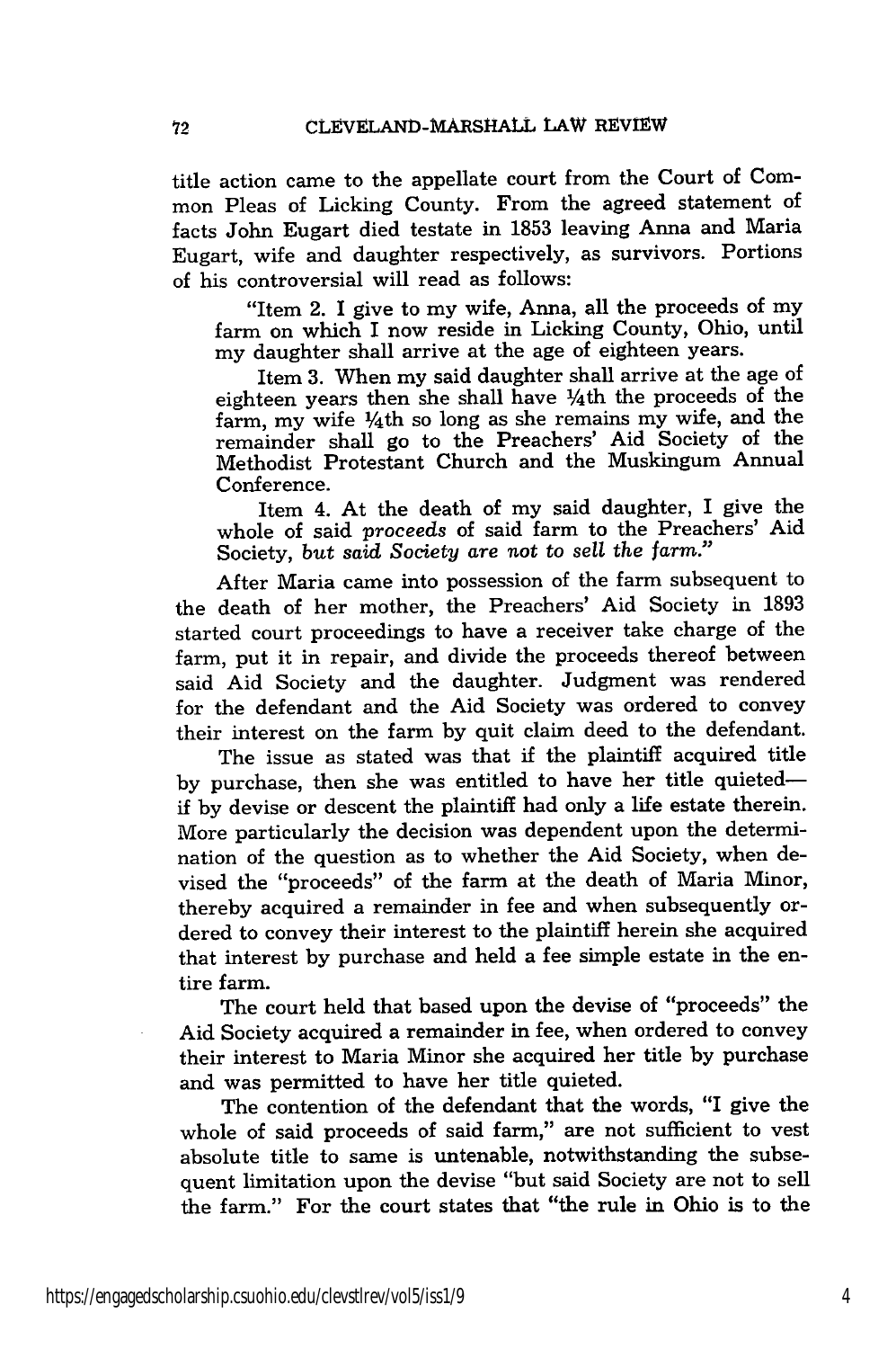title action came to the appellate court from the Court of Common Pleas of Licking County. From the agreed statement of facts John Eugart died testate in 1853 leaving Anna and Maria Eugart, wife and daughter respectively, as survivors. Portions of his controversial will read as follows:

> "Item 2. I give to my wife, Anna, all the proceeds of my farm on which I now reside in Licking County, Ohio, until my daughter shall arrive at the age of eighteen years.
>
> Item 3. When my said daughter shall arrive at the age of eighteen years then she shall have ¼th the proceeds of the farm, my wife ¼th so long as she remains my wife, and the remainder shall go to the Preachers' Aid Society of the Methodist Protestant Church and the Muskingum Annual Conference.
>
> Item 4. At the death of my said daughter, I give the whole of said *proceeds* of said farm to the Preachers' Aid Society, *but said Society are not to sell the farm.*"

After Maria came into possession of the farm subsequent to the death of her mother, the Preachers' Aid Society in 1893 started court proceedings to have a receiver take charge of the farm, put it in repair, and divide the proceeds thereof between said Aid Society and the daughter. Judgment was rendered for the defendant and the Aid Society was ordered to convey their interest on the farm by quit claim deed to the defendant.

The issue as stated was that if the plaintiff acquired title by purchase, then she was entitled to have her title quieted—if by devise or descent the plaintiff had only a life estate therein. More particularly the decision was dependent upon the determination of the question as to whether the Aid Society, when devised the "proceeds" of the farm at the death of Maria Minor, thereby acquired a remainder in fee and when subsequently ordered to convey their interest to the plaintiff herein she acquired that interest by purchase and held a fee simple estate in the entire farm.

The court held that based upon the devise of "proceeds" the Aid Society acquired a remainder in fee, when ordered to convey their interest to Maria Minor she acquired her title by purchase and was permitted to have her title quieted.

The contention of the defendant that the words, "I give the whole of said proceeds of said farm," are not sufficient to vest absolute title to same is untenable, notwithstanding the subsequent limitation upon the devise "but said Society are not to sell the farm." For the court states that "the rule in Ohio is to the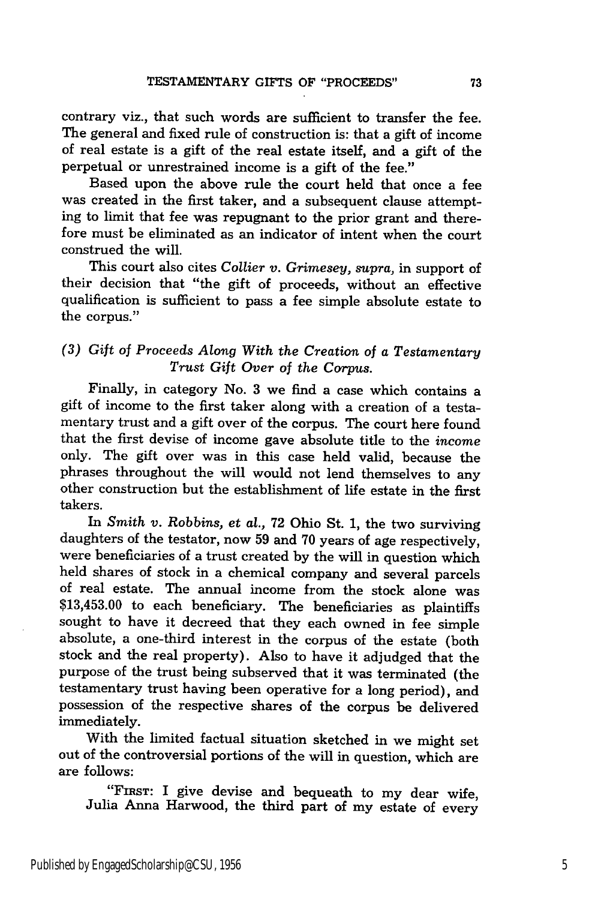contrary viz., that such words are sufficient to transfer the fee. The general and fixed rule of construction is: that a gift of income of real estate is a gift of the real estate itself, and a gift of the perpetual or unrestrained income is a gift of the fee."

Based upon the above rule the court held that once a fee was created in the first taker, and a subsequent clause attempting to limit that fee was repugnant to the prior grant and therefore must be eliminated as an indicator of intent when the court construed the will.

This court also cites *Collier v. Grimesey, supra,* in support of their decision that "the gift of proceeds, without an effective qualification is sufficient to pass a fee simple absolute estate to the corpus."

### *(3) Gift of Proceeds Along With the Creation of a Testamentary Trust Gift Over of the Corpus.*

Finally, in category No. 3 we find a case which contains a gift of income to the first taker along with a creation of a testamentary trust and a gift over of the corpus. The court here found that the first devise of income gave absolute title to the *income* only. The gift over was in this case held valid, because the phrases throughout the will would not lend themselves to any other construction but the establishment of life estate in the first takers.

In *Smith v. Robbins, et al.,* 72 Ohio St. 1, the two surviving daughters of the testator, now 59 and 70 years of age respectively, were beneficiaries of a trust created by the will in question which held shares of stock in a chemical company and several parcels of real estate. The annual income from the stock alone was $13,453.00 to each beneficiary. The beneficiaries as plaintiffs sought to have it decreed that they each owned in fee simple absolute, a one-third interest in the corpus of the estate (both stock and the real property). Also to have it adjudged that the purpose of the trust being subserved that it was terminated (the testamentary trust having been operative for a long period), and possession of the respective shares of the corpus be delivered immediately.

With the limited factual situation sketched in we might set out of the controversial portions of the will in question, which are are follows:

> "FIRST: I give devise and bequeath to my dear wife, Julia Anna Harwood, the third part of my estate of every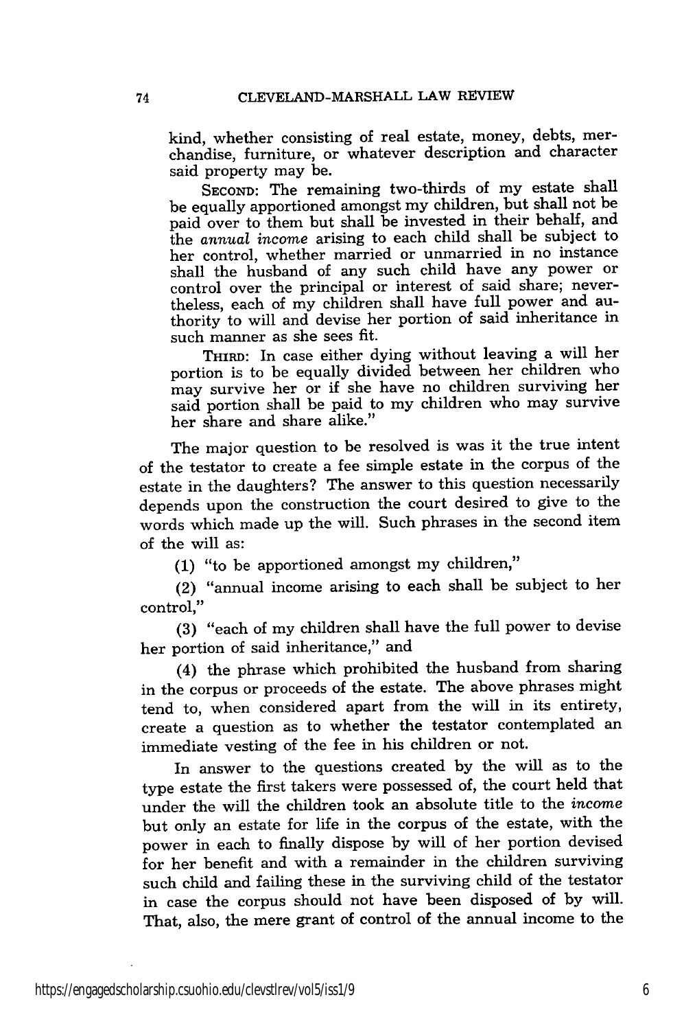kind, whether consisting of real estate, money, debts, merchandise, furniture, or whatever description and character said property may be.

SECOND: The remaining two-thirds of my estate shall be equally apportioned amongst my children, but shall not be paid over to them but shall be invested in their behalf, and the *annual income* arising to each child shall be subject to her control, whether married or unmarried in no instance shall the husband of any such child have any power or control over the principal or interest of said share; nevertheless, each of my children shall have full power and authority to will and devise her portion of said inheritance in such manner as she sees fit.

THIRD: In case either dying without leaving a will her portion is to be equally divided between her children who may survive her or if she have no children surviving her said portion shall be paid to my children who may survive her share and share alike."

The major question to be resolved is was it the true intent of the testator to create a fee simple estate in the corpus of the estate in the daughters? The answer to this question necessarily depends upon the construction the court desired to give to the words which made up the will. Such phrases in the second item of the will as:

(1) "to be apportioned amongst my children,"

(2) "annual income arising to each shall be subject to her control,"

(3) "each of my children shall have the full power to devise her portion of said inheritance," and

(4) the phrase which prohibited the husband from sharing in the corpus or proceeds of the estate. The above phrases might tend to, when considered apart from the will in its entirety, create a question as to whether the testator contemplated an immediate vesting of the fee in his children or not.

In answer to the questions created by the will as to the type estate the first takers were possessed of, the court held that under the will the children took an absolute title to the *income* but only an estate for life in the corpus of the estate, with the power in each to finally dispose by will of her portion devised for her benefit and with a remainder in the children surviving such child and failing these in the surviving child of the testator in case the corpus should not have been disposed of by will. That, also, the mere grant of control of the annual income to the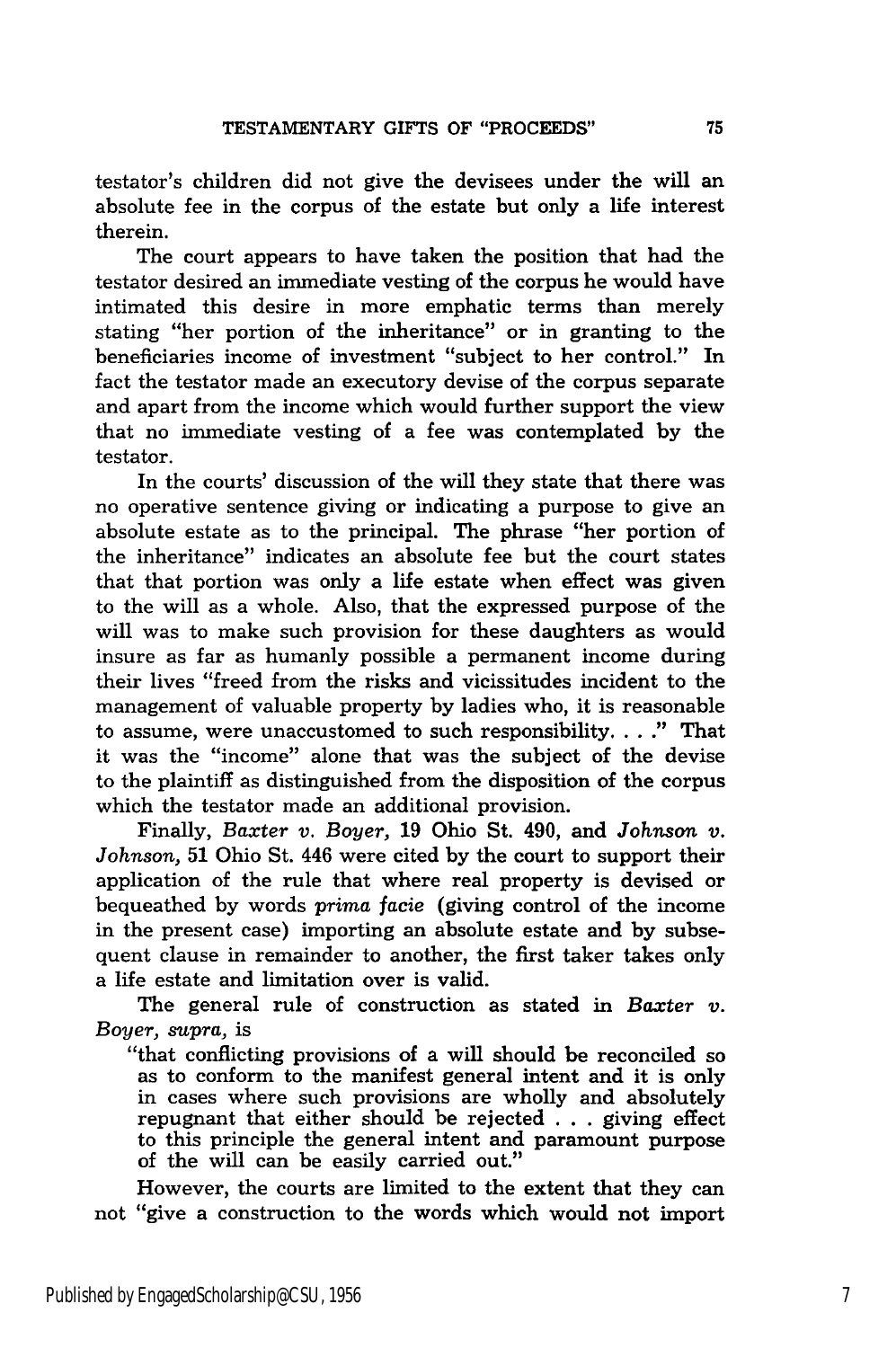testator's children did not give the devisees under the will an absolute fee in the corpus of the estate but only a life interest therein.

The court appears to have taken the position that had the testator desired an immediate vesting of the corpus he would have intimated this desire in more emphatic terms than merely stating "her portion of the inheritance" or in granting to the beneficiaries income of investment "subject to her control." In fact the testator made an executory devise of the corpus separate and apart from the income which would further support the view that no immediate vesting of a fee was contemplated by the testator.

In the courts' discussion of the will they state that there was no operative sentence giving or indicating a purpose to give an absolute estate as to the principal. The phrase "her portion of the inheritance" indicates an absolute fee but the court states that that portion was only a life estate when effect was given to the will as a whole. Also, that the expressed purpose of the will was to make such provision for these daughters as would insure as far as humanly possible a permanent income during their lives "freed from the risks and vicissitudes incident to the management of valuable property by ladies who, it is reasonable to assume, were unaccustomed to such responsibility. . . ." That it was the "income" alone that was the subject of the devise to the plaintiff as distinguished from the disposition of the corpus which the testator made an additional provision.

Finally, *Baxter v. Boyer*, 19 Ohio St. 490, and *Johnson v. Johnson*, 51 Ohio St. 446 were cited by the court to support their application of the rule that where real property is devised or bequeathed by words *prima facie* (giving control of the income in the present case) importing an absolute estate and by subsequent clause in remainder to another, the first taker takes only a life estate and limitation over is valid.

The general rule of construction as stated in *Baxter v. Boyer, supra,* is

> "that conflicting provisions of a will should be reconciled so as to conform to the manifest general intent and it is only in cases where such provisions are wholly and absolutely repugnant that either should be rejected . . . giving effect to this principle the general intent and paramount purpose of the will can be easily carried out."

However, the courts are limited to the extent that they can not "give a construction to the words which would not import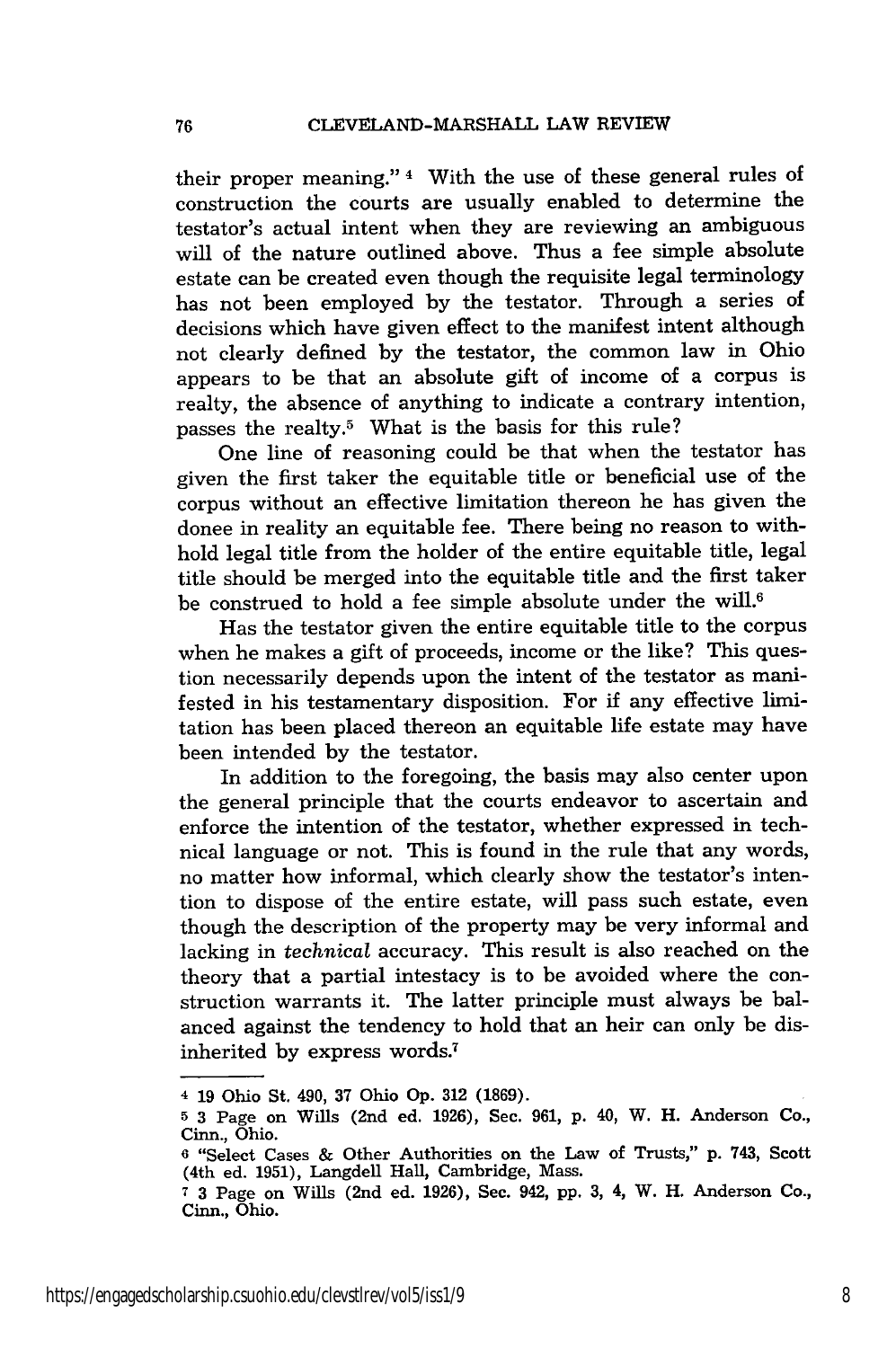their proper meaning." [4] With the use of these general rules of construction the courts are usually enabled to determine the testator's actual intent when they are reviewing an ambiguous will of the nature outlined above. Thus a fee simple absolute estate can be created even though the requisite legal terminology has not been employed by the testator. Through a series of decisions which have given effect to the manifest intent although not clearly defined by the testator, the common law in Ohio appears to be that an absolute gift of income of a corpus is realty, the absence of anything to indicate a contrary intention, passes the realty.[5] What is the basis for this rule?

One line of reasoning could be that when the testator has given the first taker the equitable title or beneficial use of the corpus without an effective limitation thereon he has given the donee in reality an equitable fee. There being no reason to withhold legal title from the holder of the entire equitable title, legal title should be merged into the equitable title and the first taker be construed to hold a fee simple absolute under the will.[6]

Has the testator given the entire equitable title to the corpus when he makes a gift of proceeds, income or the like? This question necessarily depends upon the intent of the testator as manifested in his testamentary disposition. For if any effective limitation has been placed thereon an equitable life estate may have been intended by the testator.

In addition to the foregoing, the basis may also center upon the general principle that the courts endeavor to ascertain and enforce the intention of the testator, whether expressed in technical language or not. This is found in the rule that any words, no matter how informal, which clearly show the testator's intention to dispose of the entire estate, will pass such estate, even though the description of the property may be very informal and lacking in *technical* accuracy. This result is also reached on the theory that a partial intestacy is to be avoided where the construction warrants it. The latter principle must always be balanced against the tendency to hold that an heir can only be disinherited by express words.[7]

---

[4] 19 Ohio St. 490, 37 Ohio Op. 312 (1869).

[5] 3 Page on Wills (2nd ed. 1926), Sec. 961, p. 40, W. H. Anderson Co., Cinn., Ohio.

[6] "Select Cases & Other Authorities on the Law of Trusts," p. 743, Scott (4th ed. 1951), Langdell Hall, Cambridge, Mass.

[7] 3 Page on Wills (2nd ed. 1926), Sec. 942, pp. 3, 4, W. H. Anderson Co., Cinn., Ohio.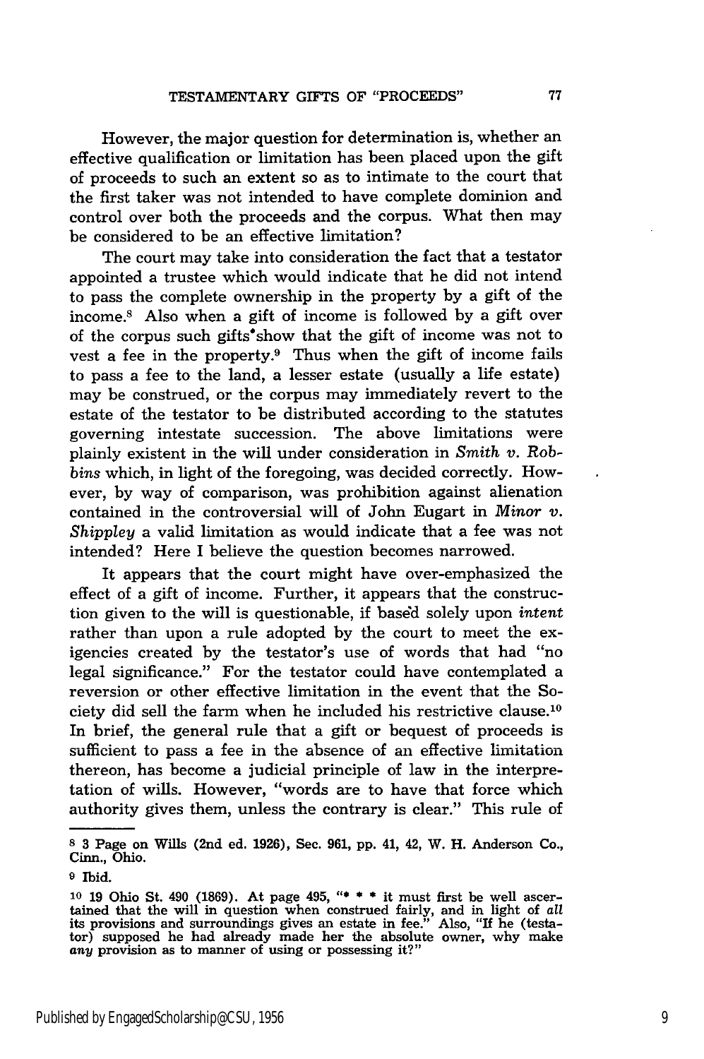However, the major question for determination is, whether an effective qualification or limitation has been placed upon the gift of proceeds to such an extent so as to intimate to the court that the first taker was not intended to have complete dominion and control over both the proceeds and the corpus. What then may be considered to be an effective limitation?

The court may take into consideration the fact that a testator appointed a trustee which would indicate that he did not intend to pass the complete ownership in the property by a gift of the income.[8] Also when a gift of income is followed by a gift over of the corpus such gifts show that the gift of income was not to vest a fee in the property.[9] Thus when the gift of income fails to pass a fee to the land, a lesser estate (usually a life estate) may be construed, or the corpus may immediately revert to the estate of the testator to be distributed according to the statutes governing intestate succession. The above limitations were plainly existent in the will under consideration in *Smith v. Robbins* which, in light of the foregoing, was decided correctly. However, by way of comparison, was prohibition against alienation contained in the controversial will of John Eugart in *Minor v. Shippley* a valid limitation as would indicate that a fee was not intended? Here I believe the question becomes narrowed.

It appears that the court might have over-emphasized the effect of a gift of income. Further, it appears that the construction given to the will is questionable, if based solely upon *intent* rather than upon a rule adopted by the court to meet the exigencies created by the testator's use of words that had "no legal significance." For the testator could have contemplated a reversion or other effective limitation in the event that the Society did sell the farm when he included his restrictive clause.[10] In brief, the general rule that a gift or bequest of proceeds is sufficient to pass a fee in the absence of an effective limitation thereon, has become a judicial principle of law in the interpretation of wills. However, "words are to have that force which authority gives them, unless the contrary is clear." This rule of

---

[8] 3 Page on Wills (2nd ed. 1926), Sec. 961, pp. 41, 42, W. H. Anderson Co., Cinn., Ohio.

[9] Ibid.

[10] 19 Ohio St. 490 (1869). At page 495, "* * * it must first be well ascertained that the will in question when construed fairly, and in light of *all* its provisions and surroundings gives an estate in fee." Also, "If he (testator) supposed he had already made her the absolute owner, why make *any* provision as to manner of using or possessing it?"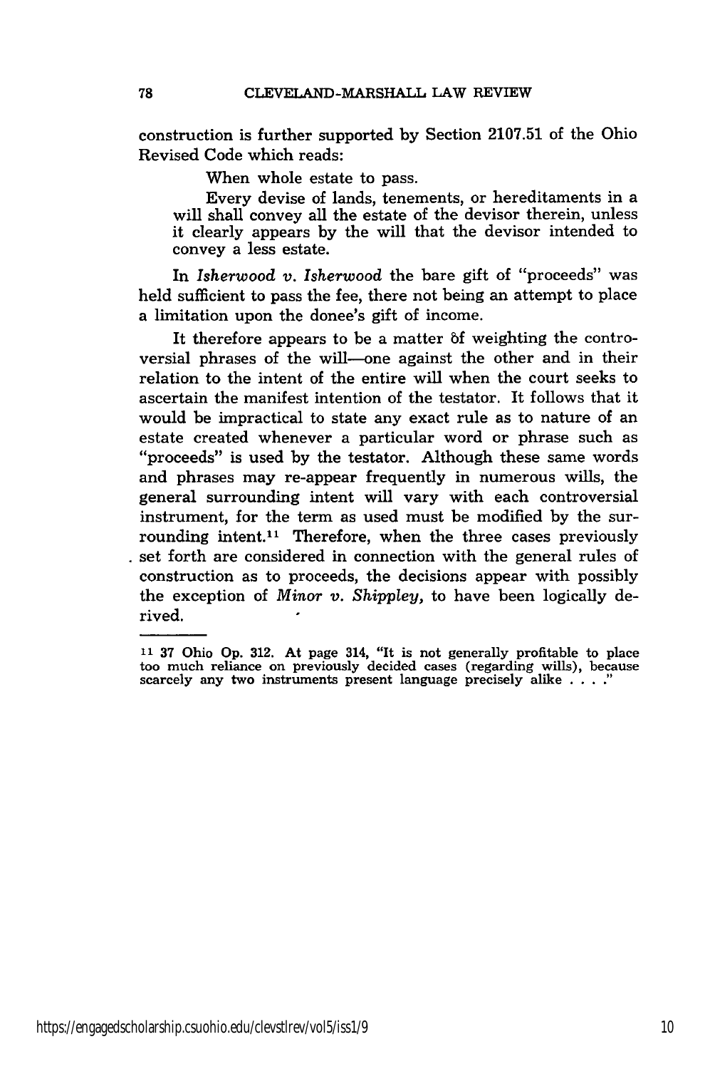construction is further supported by Section 2107.51 of the Ohio Revised Code which reads:

> When whole estate to pass.
>
> Every devise of lands, tenements, or hereditaments in a will shall convey all the estate of the devisor therein, unless it clearly appears by the will that the devisor intended to convey a less estate.

In *Isherwood v. Isherwood* the bare gift of "proceeds" was held sufficient to pass the fee, there not being an attempt to place a limitation upon the donee's gift of income.

It therefore appears to be a matter of weighting the controversial phrases of the will—one against the other and in their relation to the intent of the entire will when the court seeks to ascertain the manifest intention of the testator. It follows that it would be impractical to state any exact rule as to nature of an estate created whenever a particular word or phrase such as "proceeds" is used by the testator. Although these same words and phrases may re-appear frequently in numerous wills, the general surrounding intent will vary with each controversial instrument, for the term as used must be modified by the surrounding intent.[11] Therefore, when the three cases previously set forth are considered in connection with the general rules of construction as to proceeds, the decisions appear with possibly the exception of *Minor v. Shippley*, to have been logically derived.

---

[11] 37 Ohio Op. 312. At page 314, "It is not generally profitable to place too much reliance on previously decided cases (regarding wills), because scarcely any two instruments present language precisely alike . . . ."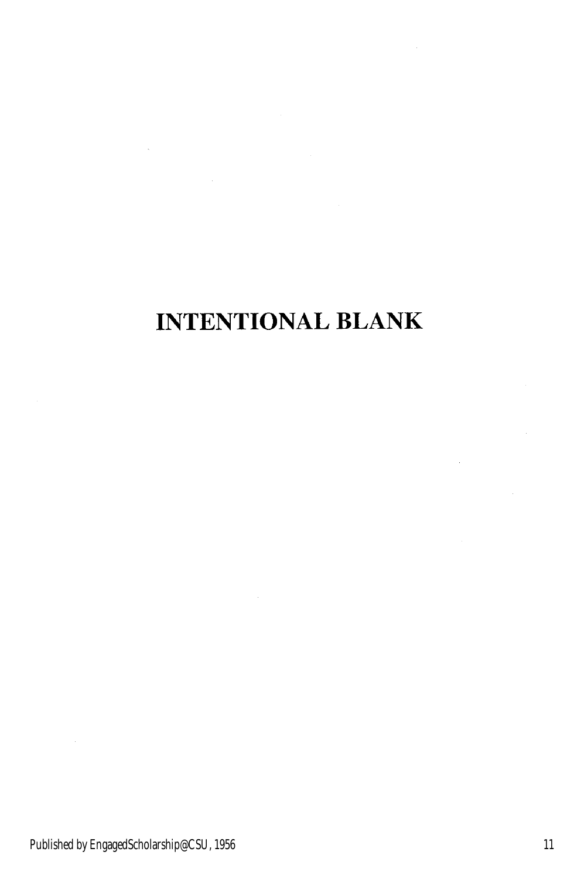INTENTIONAL BLANK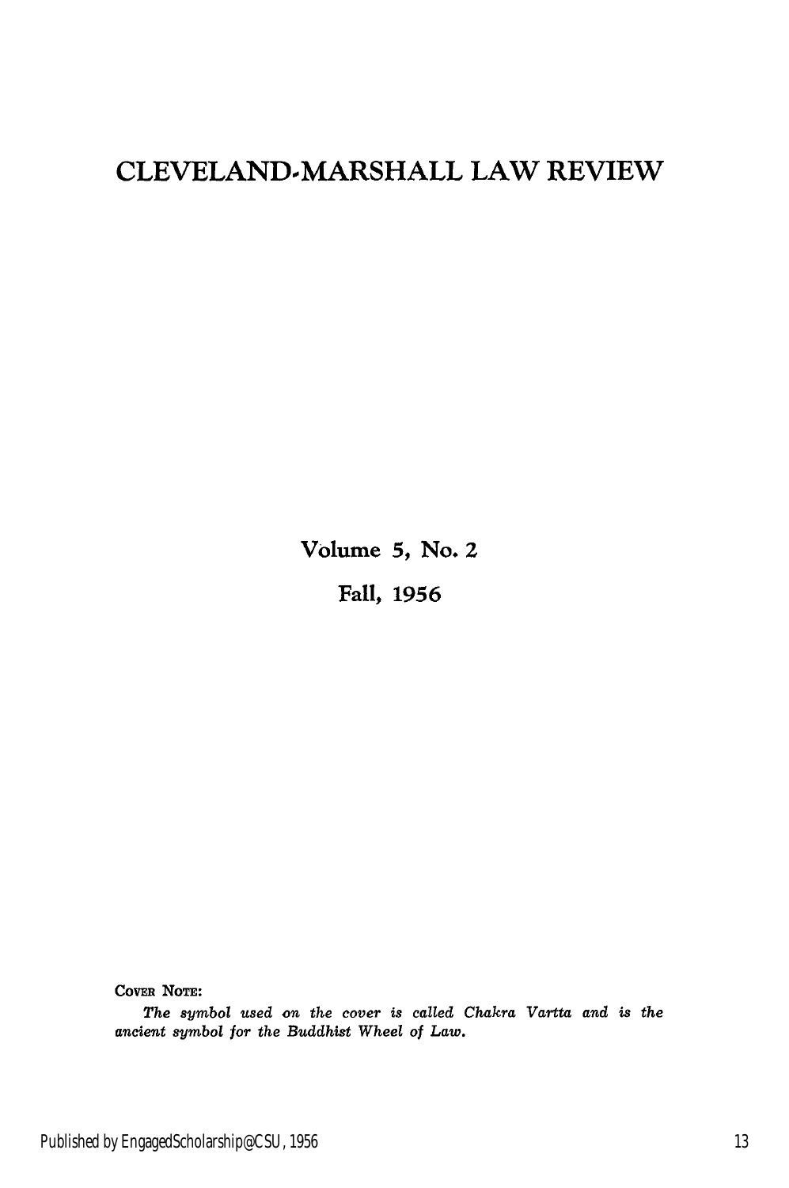# CLEVELAND-MARSHALL LAW REVIEW

Volume 5, No. 2

Fall, 1956

COVER NOTE:

*The symbol used on the cover is called Chakra Vartta and is the ancient symbol for the Buddhist Wheel of Law.*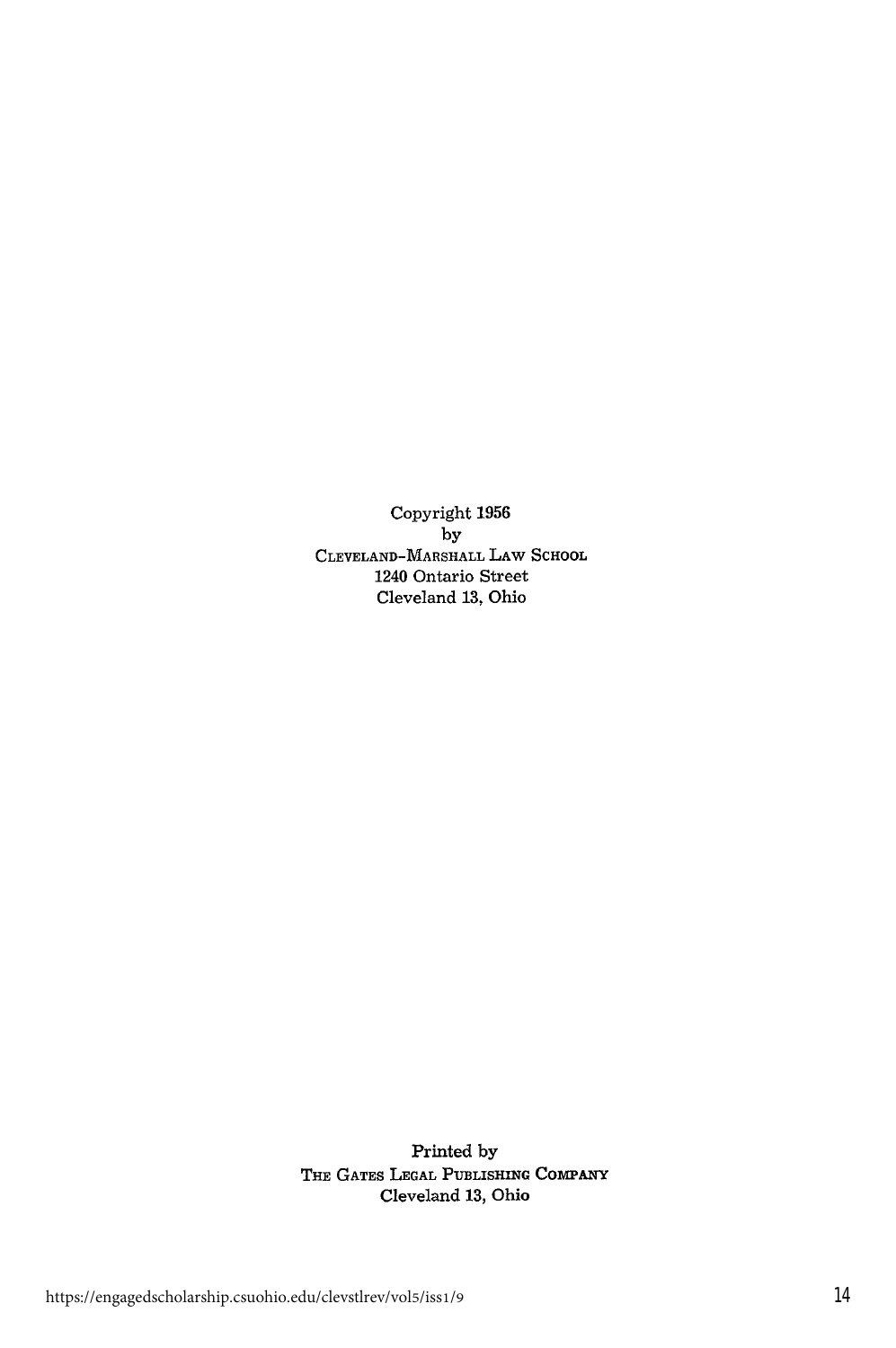Copyright 1956
by
CLEVELAND-MARSHALL LAW SCHOOL
1240 Ontario Street
Cleveland 13, Ohio

Printed by
THE GATES LEGAL PUBLISHING COMPANY
Cleveland 13, Ohio